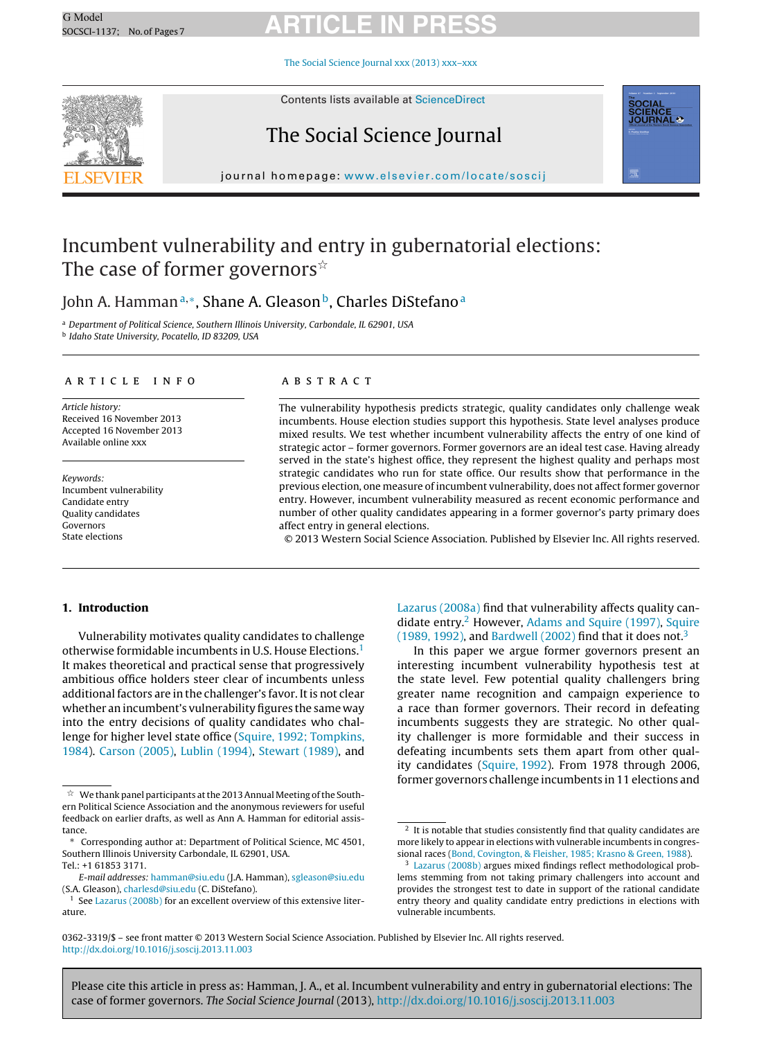# Incumbent vulnerability and entry in gubernatorial elections: The case of former governors☆

John A. Hamman[a,*], Shane A. Gleason[b], Charles DiStefano[a]

[a] Department of Political Science, Southern Illinois University, Carbondale, IL 62901, USA
[b] Idaho State University, Pocatello, ID 83209, USA

**ARTICLE INFO**

*Article history:*
Received 16 November 2013
Accepted 16 November 2013
Available online xxx

*Keywords:*
Incumbent vulnerability
Candidate entry
Quality candidates
Governors
State elections

**ABSTRACT**

The vulnerability hypothesis predicts strategic, quality candidates only challenge weak incumbents. House election studies support this hypothesis. State level analyses produce mixed results. We test whether incumbent vulnerability affects the entry of one kind of strategic actor – former governors. Former governors are an ideal test case. Having already served in the state's highest office, they represent the highest quality and perhaps most strategic candidates who run for state office. Our results show that performance in the previous election, one measure of incumbent vulnerability, does not affect former governor entry. However, incumbent vulnerability measured as recent economic performance and number of other quality candidates appearing in a former governor's party primary does affect entry in general elections.

© 2013 Western Social Science Association. Published by Elsevier Inc. All rights reserved.

## 1. Introduction

Vulnerability motivates quality candidates to challenge otherwise formidable incumbents in U.S. House Elections.[1] It makes theoretical and practical sense that progressively ambitious office holders steer clear of incumbents unless additional factors are in the challenger's favor. It is not clear whether an incumbent's vulnerability figures the same way into the entry decisions of quality candidates who challenge for higher level state office (Squire, 1992; Tompkins, 1984). Carson (2005), Lublin (1994), Stewart (1989), and Lazarus (2008a) find that vulnerability affects quality candidate entry.[2] However, Adams and Squire (1997), Squire (1989, 1992), and Bardwell (2002) find that it does not.[3]

In this paper we argue former governors present an interesting incumbent vulnerability hypothesis test at the state level. Few potential quality challengers bring greater name recognition and campaign experience to a race than former governors. Their record in defeating incumbents suggests they are strategic. No other quality challenger is more formidable and their success in defeating incumbents sets them apart from other quality candidates (Squire, 1992). From 1978 through 2006, former governors challenge incumbents in 11 elections and

☆ We thank panel participants at the 2013 Annual Meeting of the Southern Political Science Association and the anonymous reviewers for useful feedback on earlier drafts, as well as Ann A. Hamman for editorial assistance.

\* Corresponding author at: Department of Political Science, MC 4501, Southern Illinois University Carbondale, IL 62901, USA. Tel.: +1 61853 3171.

*E-mail addresses:* hamman@siu.edu (J.A. Hamman), sgleason@siu.edu (S.A. Gleason), charlesd@siu.edu (C. DiStefano).

[1] See Lazarus (2008b) for an excellent overview of this extensive literature.

[2] It is notable that studies consistently find that quality candidates are more likely to appear in elections with vulnerable incumbents in congressional races (Bond, Covington, & Fleisher, 1985; Krasno & Green, 1988).

[3] Lazarus (2008b) argues mixed findings reflect methodological problems stemming from not taking primary challengers into account and provides the strongest test to date in support of the rational candidate entry theory and quality candidate entry predictions in elections with vulnerable incumbents.

0362-3319/$ – see front matter © 2013 Western Social Science Association. Published by Elsevier Inc. All rights reserved.
http://dx.doi.org/10.1016/j.soscij.2013.11.003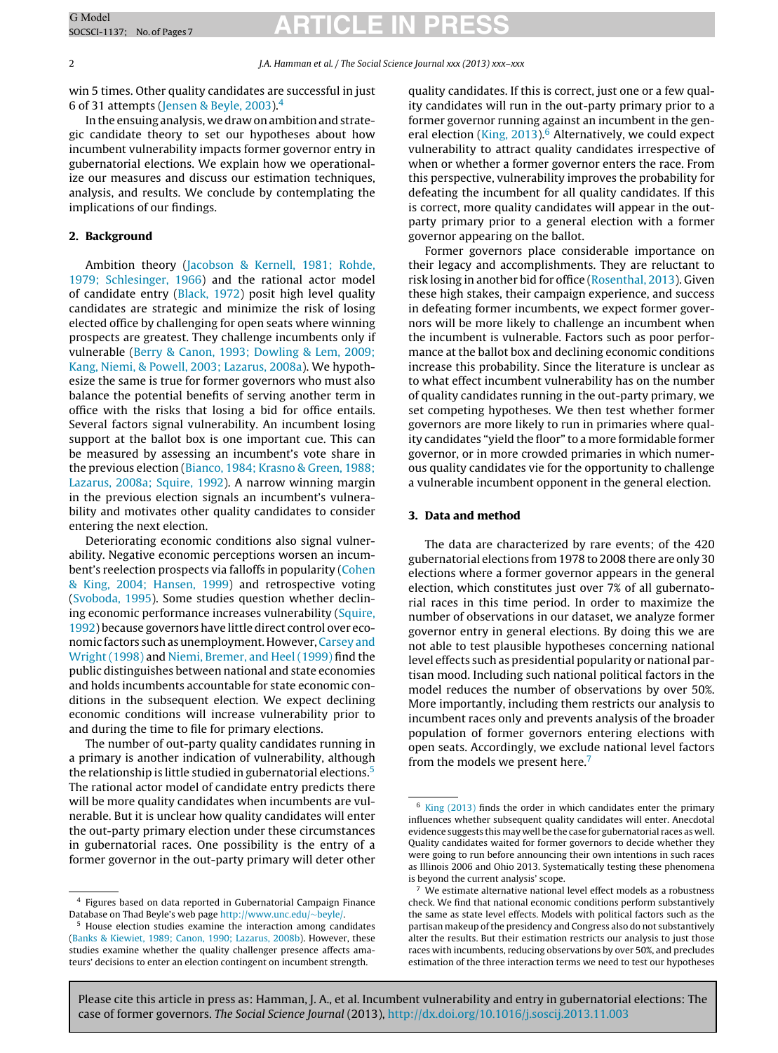win 5 times. Other quality candidates are successful in just 6 of 31 attempts (Jensen & Beyle, 2003).[4]

In the ensuing analysis, we draw on ambition and strategic candidate theory to set our hypotheses about how incumbent vulnerability impacts former governor entry in gubernatorial elections. We explain how we operationalize our measures and discuss our estimation techniques, analysis, and results. We conclude by contemplating the implications of our findings.

## 2. Background

Ambition theory (Jacobson & Kernell, 1981; Rohde, 1979; Schlesinger, 1966) and the rational actor model of candidate entry (Black, 1972) posit high level quality candidates are strategic and minimize the risk of losing elected office by challenging for open seats where winning prospects are greatest. They challenge incumbents only if vulnerable (Berry & Canon, 1993; Dowling & Lem, 2009; Kang, Niemi, & Powell, 2003; Lazarus, 2008a). We hypothesize the same is true for former governors who must also balance the potential benefits of serving another term in office with the risks that losing a bid for office entails. Several factors signal vulnerability. An incumbent losing support at the ballot box is one important cue. This can be measured by assessing an incumbent's vote share in the previous election (Bianco, 1984; Krasno & Green, 1988; Lazarus, 2008a; Squire, 1992). A narrow winning margin in the previous election signals an incumbent's vulnerability and motivates other quality candidates to consider entering the next election.

Deteriorating economic conditions also signal vulnerability. Negative economic perceptions worsen an incumbent's reelection prospects via falloffs in popularity (Cohen & King, 2004; Hansen, 1999) and retrospective voting (Svoboda, 1995). Some studies question whether declining economic performance increases vulnerability (Squire, 1992) because governors have little direct control over economic factors such as unemployment. However, Carsey and Wright (1998) and Niemi, Bremer, and Heel (1999) find the public distinguishes between national and state economies and holds incumbents accountable for state economic conditions in the subsequent election. We expect declining economic conditions will increase vulnerability prior to and during the time to file for primary elections.

The number of out-party quality candidates running in a primary is another indication of vulnerability, although the relationship is little studied in gubernatorial elections.[5] The rational actor model of candidate entry predicts there will be more quality candidates when incumbents are vulnerable. But it is unclear how quality candidates will enter the out-party primary election under these circumstances in gubernatorial races. One possibility is the entry of a former governor in the out-party primary will deter other quality candidates. If this is correct, just one or a few quality candidates will run in the out-party primary prior to a former governor running against an incumbent in the general election (King, 2013).[6] Alternatively, we could expect vulnerability to attract quality candidates irrespective of when or whether a former governor enters the race. From this perspective, vulnerability improves the probability for defeating the incumbent for all quality candidates. If this is correct, more quality candidates will appear in the out-party primary prior to a general election with a former governor appearing on the ballot.

Former governors place considerable importance on their legacy and accomplishments. They are reluctant to risk losing in another bid for office (Rosenthal, 2013). Given these high stakes, their campaign experience, and success in defeating former incumbents, we expect former governors will be more likely to challenge an incumbent when the incumbent is vulnerable. Factors such as poor performance at the ballot box and declining economic conditions increase this probability. Since the literature is unclear as to what effect incumbent vulnerability has on the number of quality candidates running in the out-party primary, we set competing hypotheses. We then test whether former governors are more likely to run in primaries where quality candidates "yield the floor" to a more formidable former governor, or in more crowded primaries in which numerous quality candidates vie for the opportunity to challenge a vulnerable incumbent opponent in the general election.

## 3. Data and method

The data are characterized by rare events; of the 420 gubernatorial elections from 1978 to 2008 there are only 30 elections where a former governor appears in the general election, which constitutes just over 7% of all gubernatorial races in this time period. In order to maximize the number of observations in our dataset, we analyze former governor entry in general elections. By doing this we are not able to test plausible hypotheses concerning national level effects such as presidential popularity or national partisan mood. Including such national political factors in the model reduces the number of observations by over 50%. More importantly, including them restricts our analysis to incumbent races only and prevents analysis of the broader population of former governors entering elections with open seats. Accordingly, we exclude national level factors from the models we present here.[7]

---

[4] Figures based on data reported in Gubernatorial Campaign Finance Database on Thad Beyle's web page http://www.unc.edu/~beyle/.

[5] House election studies examine the interaction among candidates (Banks & Kiewiet, 1989; Canon, 1990; Lazarus, 2008b). However, these studies examine whether the quality challenger presence affects amateurs' decisions to enter an election contingent on incumbent strength.

[6] King (2013) finds the order in which candidates enter the primary influences whether subsequent quality candidates will enter. Anecdotal evidence suggests this may well be the case for gubernatorial races as well. Quality candidates waited for former governors to decide whether they were going to run before announcing their own intentions in such races as Illinois 2006 and Ohio 2013. Systematically testing these phenomena is beyond the current analysis' scope.

[7] We estimate alternative national level effect models as a robustness check. We find that national economic conditions perform substantively the same as state level effects. Models with political factors such as the partisan makeup of the presidency and Congress also do not substantively alter the results. But their estimation restricts our analysis to just those races with incumbents, reducing observations by over 50%, and precludes estimation of the three interaction terms we need to test our hypotheses

Please cite this article in press as: Hamman, J. A., et al. Incumbent vulnerability and entry in gubernatorial elections: The case of former governors. *The Social Science Journal* (2013), http://dx.doi.org/10.1016/j.soscij.2013.11.003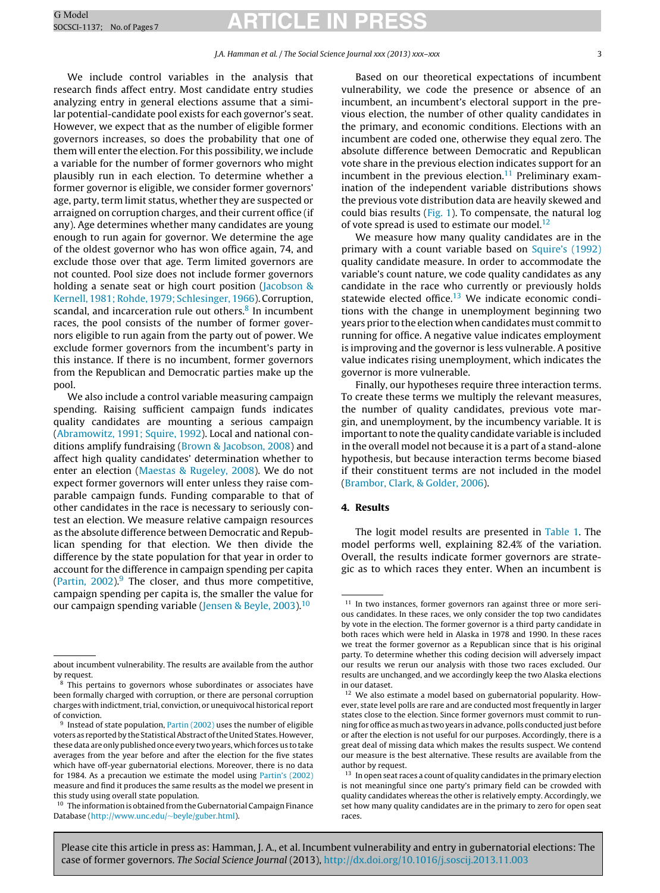We include control variables in the analysis that research finds affect entry. Most candidate entry studies analyzing entry in general elections assume that a similar potential-candidate pool exists for each governor's seat. However, we expect that as the number of eligible former governors increases, so does the probability that one of them will enter the election. For this possibility, we include a variable for the number of former governors who might plausibly run in each election. To determine whether a former governor is eligible, we consider former governors' age, party, term limit status, whether they are suspected or arraigned on corruption charges, and their current office (if any). Age determines whether many candidates are young enough to run again for governor. We determine the age of the oldest governor who has won office again, 74, and exclude those over that age. Term limited governors are not counted. Pool size does not include former governors holding a senate seat or high court position (Jacobson & Kernell, 1981; Rohde, 1979; Schlesinger, 1966). Corruption, scandal, and incarceration rule out others.[8] In incumbent races, the pool consists of the number of former governors eligible to run again from the party out of power. We exclude former governors from the incumbent's party in this instance. If there is no incumbent, former governors from the Republican and Democratic parties make up the pool.

We also include a control variable measuring campaign spending. Raising sufficient campaign funds indicates quality candidates are mounting a serious campaign (Abramowitz, 1991; Squire, 1992). Local and national conditions amplify fundraising (Brown & Jacobson, 2008) and affect high quality candidates' determination whether to enter an election (Maestas & Rugeley, 2008). We do not expect former governors will enter unless they raise comparable campaign funds. Funding comparable to that of other candidates in the race is necessary to seriously contest an election. We measure relative campaign resources as the absolute difference between Democratic and Republican spending for that election. We then divide the difference by the state population for that year in order to account for the difference in campaign spending per capita (Partin, 2002).[9] The closer, and thus more competitive, campaign spending per capita is, the smaller the value for our campaign spending variable (Jensen & Beyle, 2003).[10]

Based on our theoretical expectations of incumbent vulnerability, we code the presence or absence of an incumbent, an incumbent's electoral support in the previous election, the number of other quality candidates in the primary, and economic conditions. Elections with an incumbent are coded one, otherwise they equal zero. The absolute difference between Democratic and Republican vote share in the previous election indicates support for an incumbent in the previous election.[11] Preliminary examination of the independent variable distributions shows the previous vote distribution data are heavily skewed and could bias results (Fig. 1). To compensate, the natural log of vote spread is used to estimate our model.[12]

We measure how many quality candidates are in the primary with a count variable based on Squire's (1992) quality candidate measure. In order to accommodate the variable's count nature, we code quality candidates as any candidate in the race who currently or previously holds statewide elected office.[13] We indicate economic conditions with the change in unemployment beginning two years prior to the election when candidates must commit to running for office. A negative value indicates employment is improving and the governor is less vulnerable. A positive value indicates rising unemployment, which indicates the governor is more vulnerable.

Finally, our hypotheses require three interaction terms. To create these terms we multiply the relevant measures, the number of quality candidates, previous vote margin, and unemployment, by the incumbency variable. It is important to note the quality candidate variable is included in the overall model not because it is a part of a stand-alone hypothesis, but because interaction terms become biased if their constituent terms are not included in the model (Brambor, Clark, & Golder, 2006).

## 4. Results

The logit model results are presented in Table 1. The model performs well, explaining 82.4% of the variation. Overall, the results indicate former governors are strategic as to which races they enter. When an incumbent is

---

about incumbent vulnerability. The results are available from the author by request.

[8] This pertains to governors whose subordinates or associates have been formally charged with corruption, or there are personal corruption charges with indictment, trial, conviction, or unequivocal historical report of conviction.

[9] Instead of state population, Partin (2002) uses the number of eligible voters as reported by the Statistical Abstract of the United States. However, these data are only published once every two years, which forces us to take averages from the year before and after the election for the five states which have off-year gubernatorial elections. Moreover, there is no data for 1984. As a precaution we estimate the model using Partin's (2002) measure and find it produces the same results as the model we present in this study using overall state population.

[10] The information is obtained from the Gubernatorial Campaign Finance Database (http://www.unc.edu/~beyle/guber.html).

[11] In two instances, former governors ran against three or more serious candidates. In these races, we only consider the top two candidates by vote in the election. The former governor is a third party candidate in both races which were held in Alaska in 1978 and 1990. In these races we treat the former governor as a Republican since that is his original party. To determine whether this coding decision will adversely impact our results we rerun our analysis with those two races excluded. Our results are unchanged, and we accordingly keep the two Alaska elections in our dataset.

[12] We also estimate a model based on gubernatorial popularity. However, state level polls are rare and are conducted most frequently in larger states close to the election. Since former governors must commit to running for office as much as two years in advance, polls conducted just before or after the election is not useful for our purposes. Accordingly, there is a great deal of missing data which makes the results suspect. We contend our measure is the best alternative. These results are available from the author by request.

[13] In open seat races a count of quality candidates in the primary election is not meaningful since one party's primary field can be crowded with quality candidates whereas the other is relatively empty. Accordingly, we set how many quality candidates are in the primary to zero for open seat races.

Please cite this article in press as: Hamman, J. A., et al. Incumbent vulnerability and entry in gubernatorial elections: The case of former governors. *The Social Science Journal* (2013), http://dx.doi.org/10.1016/j.soscij.2013.11.003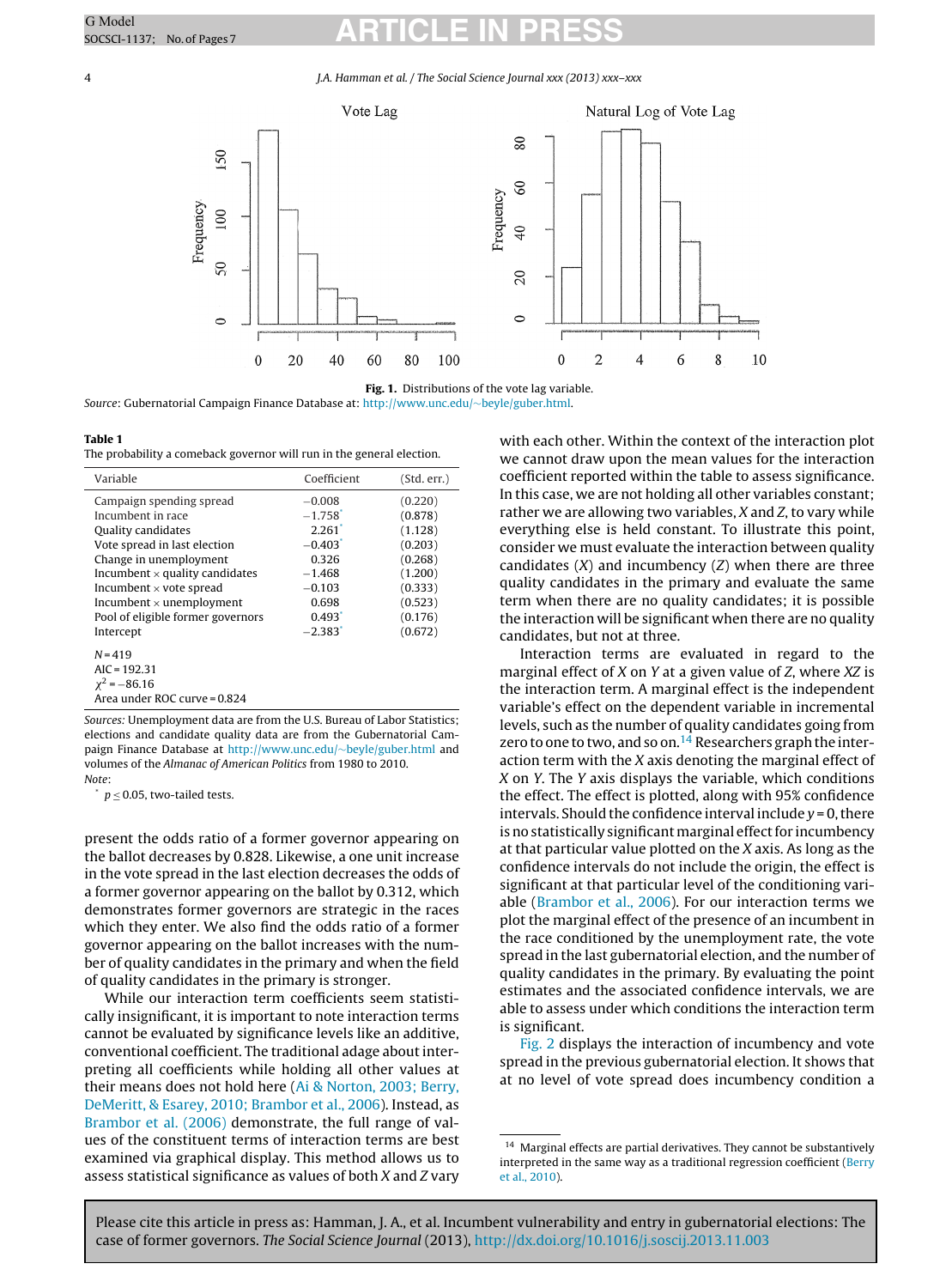**Fig. 1.** Distributions of the vote lag variable.

*Source*: Gubernatorial Campaign Finance Database at: http://www.unc.edu/~beyle/guber.html.

**Table 1**
The probability a comeback governor will run in the general election.

| Variable | Coefficient | (Std. err.) |
|---|---|---|
| Campaign spending spread | −0.008 | (0.220) |
| Incumbent in race | −1.758* | (0.878) |
| Quality candidates | 2.261* | (1.128) |
| Vote spread in last election | −0.403* | (0.203) |
| Change in unemployment | 0.326 | (0.268) |
| Incumbent × quality candidates | −1.468 | (1.200) |
| Incumbent × vote spread | −0.103 | (0.333) |
| Incumbent × unemployment | 0.698 | (0.523) |
| Pool of eligible former governors | 0.493* | (0.176) |
| Intercept | −2.383* | (0.672) |
| $N = 419$ | | |
| AIC = 192.31 | | |
| $\chi^2 = -86.16$ | | |
| Area under ROC curve = 0.824 | | |

*Sources:* Unemployment data are from the U.S. Bureau of Labor Statistics; elections and candidate quality data are from the Gubernatorial Campaign Finance Database at http://www.unc.edu/~beyle/guber.html and volumes of the *Almanac of American Politics* from 1980 to 2010.
*Note*:
* $p \leq 0.05$, two-tailed tests.

present the odds ratio of a former governor appearing on the ballot decreases by 0.828. Likewise, a one unit increase in the vote spread in the last election decreases the odds of a former governor appearing on the ballot by 0.312, which demonstrates former governors are strategic in the races which they enter. We also find the odds ratio of a former governor appearing on the ballot increases with the number of quality candidates in the primary and when the field of quality candidates in the primary is stronger.

While our interaction term coefficients seem statistically insignificant, it is important to note interaction terms cannot be evaluated by significance levels like an additive, conventional coefficient. The traditional adage about interpreting all coefficients while holding all other values at their means does not hold here (Ai & Norton, 2003; Berry, DeMeritt, & Esarey, 2010; Brambor et al., 2006). Instead, as Brambor et al. (2006) demonstrate, the full range of values of the constituent terms of interaction terms are best examined via graphical display. This method allows us to assess statistical significance as values of both $X$ and $Z$ vary with each other. Within the context of the interaction plot we cannot draw upon the mean values for the interaction coefficient reported within the table to assess significance. In this case, we are not holding all other variables constant; rather we are allowing two variables, $X$ and $Z$, to vary while everything else is held constant. To illustrate this point, consider we must evaluate the interaction between quality candidates ($X$) and incumbency ($Z$) when there are three quality candidates in the primary and evaluate the same term when there are no quality candidates; it is possible the interaction will be significant when there are no quality candidates, but not at three.

Interaction terms are evaluated in regard to the marginal effect of $X$ on $Y$ at a given value of $Z$, where $XZ$ is the interaction term. A marginal effect is the independent variable's effect on the dependent variable in incremental levels, such as the number of quality candidates going from zero to one to two, and so on.[14] Researchers graph the interaction term with the $X$ axis denoting the marginal effect of $X$ on $Y$. The $Y$ axis displays the variable, which conditions the effect. The effect is plotted, along with 95% confidence intervals. Should the confidence interval include $y = 0$, there is no statistically significant marginal effect for incumbency at that particular value plotted on the $X$ axis. As long as the confidence intervals do not include the origin, the effect is significant at that particular level of the conditioning variable (Brambor et al., 2006). For our interaction terms we plot the marginal effect of the presence of an incumbent in the race conditioned by the unemployment rate, the vote spread in the last gubernatorial election, and the number of quality candidates in the primary. By evaluating the point estimates and the associated confidence intervals, we are able to assess under which conditions the interaction term is significant.

Fig. 2 displays the interaction of incumbency and vote spread in the previous gubernatorial election. It shows that at no level of vote spread does incumbency condition a

[14] Marginal effects are partial derivatives. They cannot be substantively interpreted in the same way as a traditional regression coefficient (Berry et al., 2010).

Please cite this article in press as: Hamman, J. A., et al. Incumbent vulnerability and entry in gubernatorial elections: The case of former governors. *The Social Science Journal* (2013), http://dx.doi.org/10.1016/j.soscij.2013.11.003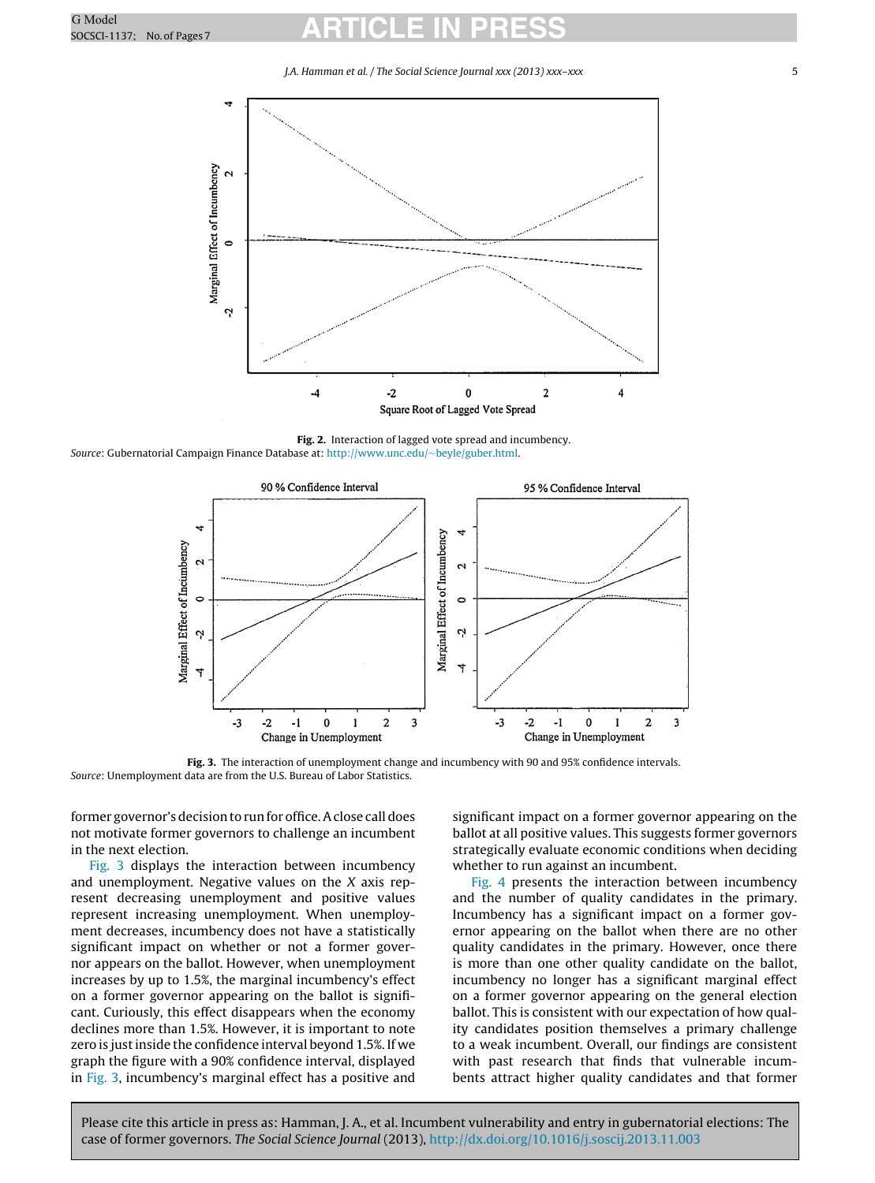Fig. 2. Interaction of lagged vote spread and incumbency.

*Source*: Gubernatorial Campaign Finance Database at: http://www.unc.edu/~beyle/guber.html.

Fig. 3. The interaction of unemployment change and incumbency with 90 and 95% confidence intervals.

*Source*: Unemployment data are from the U.S. Bureau of Labor Statistics.

former governor's decision to run for office. A close call does not motivate former governors to challenge an incumbent in the next election.

Fig. 3 displays the interaction between incumbency and unemployment. Negative values on the *X* axis represent decreasing unemployment and positive values represent increasing unemployment. When unemployment decreases, incumbency does not have a statistically significant impact on whether or not a former governor appears on the ballot. However, when unemployment increases by up to 1.5%, the marginal incumbency's effect on a former governor appearing on the ballot is significant. Curiously, this effect disappears when the economy declines more than 1.5%. However, it is important to note zero is just inside the confidence interval beyond 1.5%. If we graph the figure with a 90% confidence interval, displayed in Fig. 3, incumbency's marginal effect has a positive and significant impact on a former governor appearing on the ballot at all positive values. This suggests former governors strategically evaluate economic conditions when deciding whether to run against an incumbent.

Fig. 4 presents the interaction between incumbency and the number of quality candidates in the primary. Incumbency has a significant impact on a former governor appearing on the ballot when there are no other quality candidates in the primary. However, once there is more than one other quality candidate on the ballot, incumbency no longer has a significant marginal effect on a former governor appearing on the general election ballot. This is consistent with our expectation of how quality candidates position themselves a primary challenge to a weak incumbent. Overall, our findings are consistent with past research that finds that vulnerable incumbents attract higher quality candidates and that former

Please cite this article in press as: Hamman, J. A., et al. Incumbent vulnerability and entry in gubernatorial elections: The case of former governors. *The Social Science Journal* (2013), http://dx.doi.org/10.1016/j.soscij.2013.11.003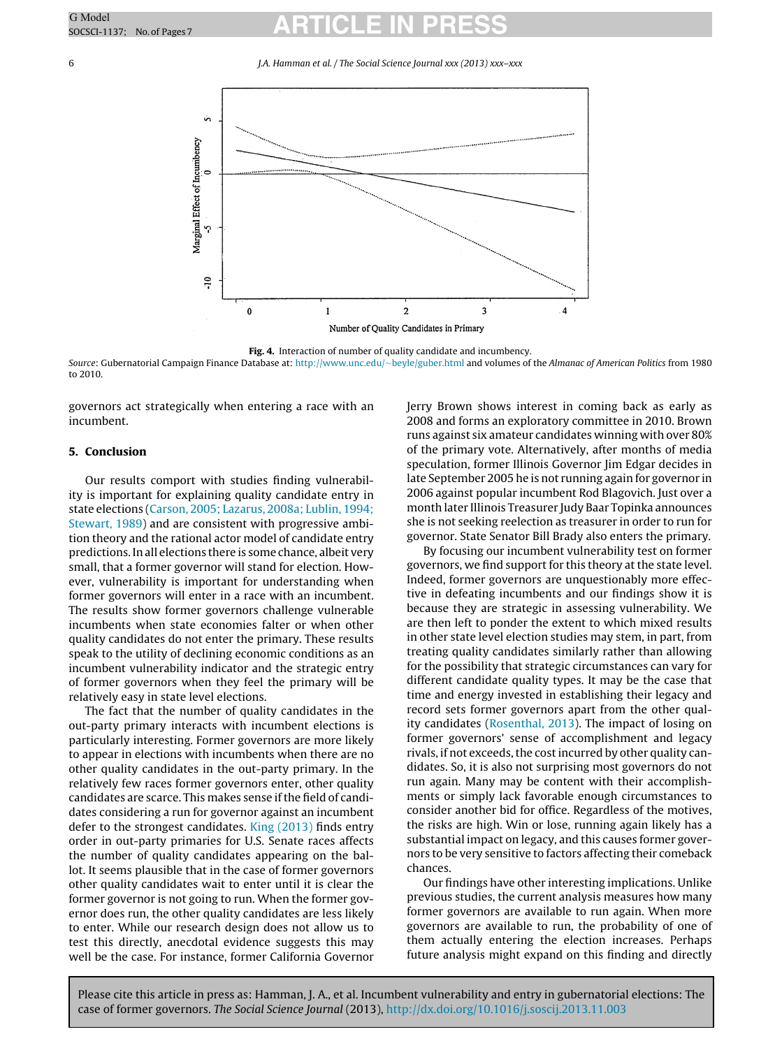**Fig. 4.** Interaction of number of quality candidate and incumbency.

*Source*: Gubernatorial Campaign Finance Database at: http://www.unc.edu/~beyle/guber.html and volumes of the *Almanac of American Politics* from 1980 to 2010.

governors act strategically when entering a race with an incumbent.

## 5. Conclusion

Our results comport with studies finding vulnerability is important for explaining quality candidate entry in state elections (Carson, 2005; Lazarus, 2008a; Lublin, 1994; Stewart, 1989) and are consistent with progressive ambition theory and the rational actor model of candidate entry predictions. In all elections there is some chance, albeit very small, that a former governor will stand for election. However, vulnerability is important for understanding when former governors will enter in a race with an incumbent. The results show former governors challenge vulnerable incumbents when state economies falter or when other quality candidates do not enter the primary. These results speak to the utility of declining economic conditions as an incumbent vulnerability indicator and the strategic entry of former governors when they feel the primary will be relatively easy in state level elections.

The fact that the number of quality candidates in the out-party primary interacts with incumbent elections is particularly interesting. Former governors are more likely to appear in elections with incumbents when there are no other quality candidates in the out-party primary. In the relatively few races former governors enter, other quality candidates are scarce. This makes sense if the field of candidates considering a run for governor against an incumbent defer to the strongest candidates. King (2013) finds entry order in out-party primaries for U.S. Senate races affects the number of quality candidates appearing on the ballot. It seems plausible that in the case of former governors other quality candidates wait to enter until it is clear the former governor is not going to run. When the former governor does run, the other quality candidates are less likely to enter. While our research design does not allow us to test this directly, anecdotal evidence suggests this may well be the case. For instance, former California Governor Jerry Brown shows interest in coming back as early as 2008 and forms an exploratory committee in 2010. Brown runs against six amateur candidates winning with over 80% of the primary vote. Alternatively, after months of media speculation, former Illinois Governor Jim Edgar decides in late September 2005 he is not running again for governor in 2006 against popular incumbent Rod Blagovich. Just over a month later Illinois Treasurer Judy Baar Topinka announces she is not seeking reelection as treasurer in order to run for governor. State Senator Bill Brady also enters the primary.

By focusing our incumbent vulnerability test on former governors, we find support for this theory at the state level. Indeed, former governors are unquestionably more effective in defeating incumbents and our findings show it is because they are strategic in assessing vulnerability. We are then left to ponder the extent to which mixed results in other state level election studies may stem, in part, from treating quality candidates similarly rather than allowing for the possibility that strategic circumstances can vary for different candidate quality types. It may be the case that time and energy invested in establishing their legacy and record sets former governors apart from the other quality candidates (Rosenthal, 2013). The impact of losing on former governors' sense of accomplishment and legacy rivals, if not exceeds, the cost incurred by other quality candidates. So, it is also not surprising most governors do not run again. Many may be content with their accomplishments or simply lack favorable enough circumstances to consider another bid for office. Regardless of the motives, the risks are high. Win or lose, running again likely has a substantial impact on legacy, and this causes former governors to be very sensitive to factors affecting their comeback chances.

Our findings have other interesting implications. Unlike previous studies, the current analysis measures how many former governors are available to run again. When more governors are available to run, the probability of one of them actually entering the election increases. Perhaps future analysis might expand on this finding and directly

Please cite this article in press as: Hamman, J. A., et al. Incumbent vulnerability and entry in gubernatorial elections: The case of former governors. *The Social Science Journal* (2013), http://dx.doi.org/10.1016/j.soscij.2013.11.003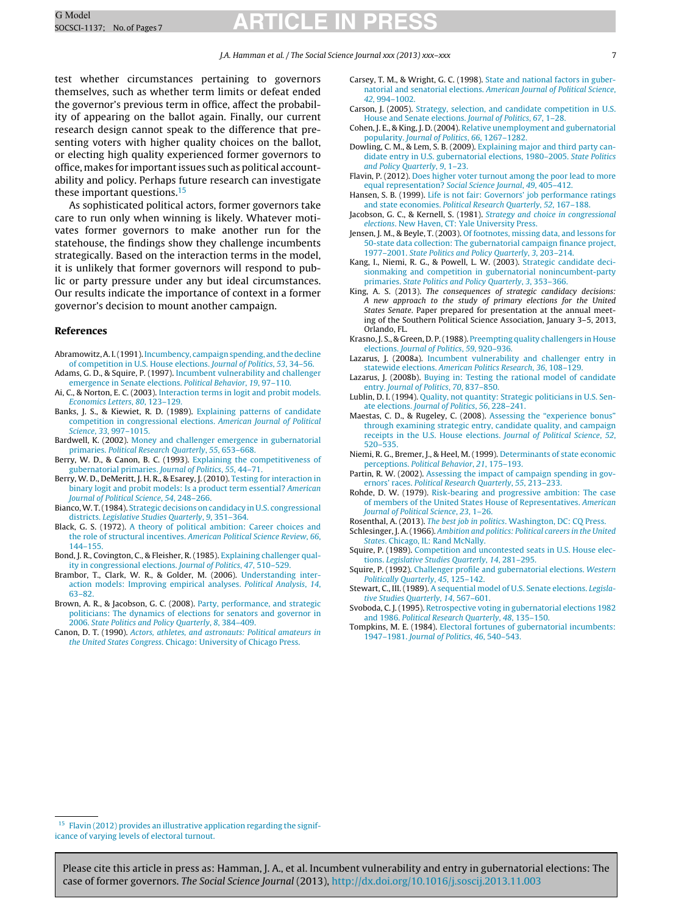test whether circumstances pertaining to governors themselves, such as whether term limits or defeat ended the governor's previous term in office, affect the probability of appearing on the ballot again. Finally, our current research design cannot speak to the difference that presenting voters with higher quality choices on the ballot, or electing high quality experienced former governors to office, makes for important issues such as political accountability and policy. Perhaps future research can investigate these important questions.[15]

As sophisticated political actors, former governors take care to run only when winning is likely. Whatever motivates former governors to make another run for the statehouse, the findings show they challenge incumbents strategically. Based on the interaction terms in the model, it is unlikely that former governors will respond to public or party pressure under any but ideal circumstances. Our results indicate the importance of context in a former governor's decision to mount another campaign.

## References

Abramowitz, A. I. (1991). Incumbency, campaign spending, and the decline of competition in U.S. House elections. *Journal of Politics*, *53*, 34–56.

Adams, G. D., & Squire, P. (1997). Incumbent vulnerability and challenger emergence in Senate elections. *Political Behavior*, *19*, 97–110.

Ai, C., & Norton, E. C. (2003). Interaction terms in logit and probit models. *Economics Letters*, *80*, 123–129.

Banks, J. S., & Kiewiet, R. D. (1989). Explaining patterns of candidate competition in congressional elections. *American Journal of Political Science*, *33*, 997–1015.

Bardwell, K. (2002). Money and challenger emergence in gubernatorial primaries. *Political Research Quarterly*, *55*, 653–668.

Berry, W. D., & Canon, B. C. (1993). Explaining the competitiveness of gubernatorial primaries. *Journal of Politics*, *55*, 44–71.

Berry, W. D., DeMeritt, J. H. R., & Esarey, J. (2010). Testing for interaction in binary logit and probit models: Is a product term essential? *American Journal of Political Science*, *54*, 248–266.

Bianco, W. T. (1984). Strategic decisions on candidacy in U.S. congressional districts. *Legislative Studies Quarterly*, *9*, 351–364.

Black, G. S. (1972). A theory of political ambition: Career choices and the role of structural incentives. *American Political Science Review*, *66*, 144–155.

Bond, J. R., Covington, C., & Fleisher, R. (1985). Explaining challenger quality in congressional elections. *Journal of Politics*, *47*, 510–529.

Brambor, T., Clark, W. R., & Golder, M. (2006). Understanding interaction models: Improving empirical analyses. *Political Analysis*, *14*, 63–82.

Brown, A. R., & Jacobson, G. C. (2008). Party, performance, and strategic politicians: The dynamics of elections for senators and governor in 2006. *State Politics and Policy Quarterly*, *8*, 384–409.

Canon, D. T. (1990). *Actors, athletes, and astronauts: Political amateurs in the United States Congress*. Chicago: University of Chicago Press.

Carsey, T. M., & Wright, G. C. (1998). State and national factors in gubernatorial and senatorial elections. *American Journal of Political Science*, *42*, 994–1002.

Carson, J. (2005). Strategy, selection, and candidate competition in U.S. House and Senate elections. *Journal of Politics*, *67*, 1–28.

Cohen, J. E., & King, J. D. (2004). Relative unemployment and gubernatorial popularity. *Journal of Politics*, *66*, 1267–1282.

Dowling, C. M., & Lem, S. B. (2009). Explaining major and third party candidate entry in U.S. gubernatorial elections, 1980–2005. *State Politics and Policy Quarterly*, *9*, 1–23.

Flavin, P. (2012). Does higher voter turnout among the poor lead to more equal representation? *Social Science Journal*, *49*, 405–412.

Hansen, S. B. (1999). Life is not fair: Governors' job performance ratings and state economies. *Political Research Quarterly*, *52*, 167–188.

Jacobson, G. C., & Kernell, S. (1981). *Strategy and choice in congressional elections*. New Haven, CT: Yale University Press.

Jensen, J. M., & Beyle, T. (2003). Of footnotes, missing data, and lessons for 50-state data collection: The gubernatorial campaign finance project, 1977–2001. *State Politics and Policy Quarterly*, *3*, 203–214.

Kang, I., Niemi, R. G., & Powell, L. W. (2003). Strategic candidate decisionmaking and competition in gubernatorial nonincumbent-party primaries. *State Politics and Policy Quarterly*, *3*, 353–366.

King, A. S. (2013). *The consequences of strategic candidacy decisions: A new approach to the study of primary elections for the United States Senate*. Paper prepared for presentation at the annual meeting of the Southern Political Science Association, January 3–5, 2013, Orlando, FL.

Krasno, J. S., & Green, D. P. (1988). Preempting quality challengers in House elections. *Journal of Politics*, *59*, 920–936.

Lazarus, J. (2008a). Incumbent vulnerability and challenger entry in statewide elections. *American Politics Research*, *36*, 108–129.

Lazarus, J. (2008b). Buying in: Testing the rational model of candidate entry. *Journal of Politics*, *70*, 837–850.

Lublin, D. I. (1994). Quality, not quantity: Strategic politicians in U.S. Senate elections. *Journal of Politics*, *56*, 228–241.

Maestas, C. D., & Rugeley, C. (2008). Assessing the "experience bonus" through examining strategic entry, candidate quality, and campaign receipts in the U.S. House elections. *Journal of Political Science*, *52*, 520–535.

Niemi, R. G., Bremer, J., & Heel, M. (1999). Determinants of state economic perceptions. *Political Behavior*, *21*, 175–193.

Partin, R. W. (2002). Assessing the impact of campaign spending in governors' races. *Political Research Quarterly*, *55*, 213–233.

Rohde, D. W. (1979). Risk-bearing and progressive ambition: The case of members of the United States House of Representatives. *American Journal of Political Science*, *23*, 1–26.

Rosenthal, A. (2013). *The best job in politics*. Washington, DC: CQ Press.

Schlesinger, J. A. (1966). *Ambition and politics: Political careers in the United States*. Chicago, IL: Rand McNally.

Squire, P. (1989). Competition and uncontested seats in U.S. House elections. *Legislative Studies Quarterly*, *14*, 281–295.

Squire, P. (1992). Challenger profile and gubernatorial elections. *Western Politically Quarterly*, *45*, 125–142.

Stewart, C., III. (1989). A sequential model of U.S. Senate elections. *Legislative Studies Quarterly*, *14*, 567–601.

Svoboda, C. J. (1995). Retrospective voting in gubernatorial elections 1982 and 1986. *Political Research Quarterly*, *48*, 135–150.

Tompkins, M. E. (1984). Electoral fortunes of gubernatorial incumbents: 1947–1981. *Journal of Politics*, *46*, 540–543.

[15] Flavin (2012) provides an illustrative application regarding the significance of varying levels of electoral turnout.

Please cite this article in press as: Hamman, J. A., et al. Incumbent vulnerability and entry in gubernatorial elections: The case of former governors. *The Social Science Journal* (2013), http://dx.doi.org/10.1016/j.soscij.2013.11.003